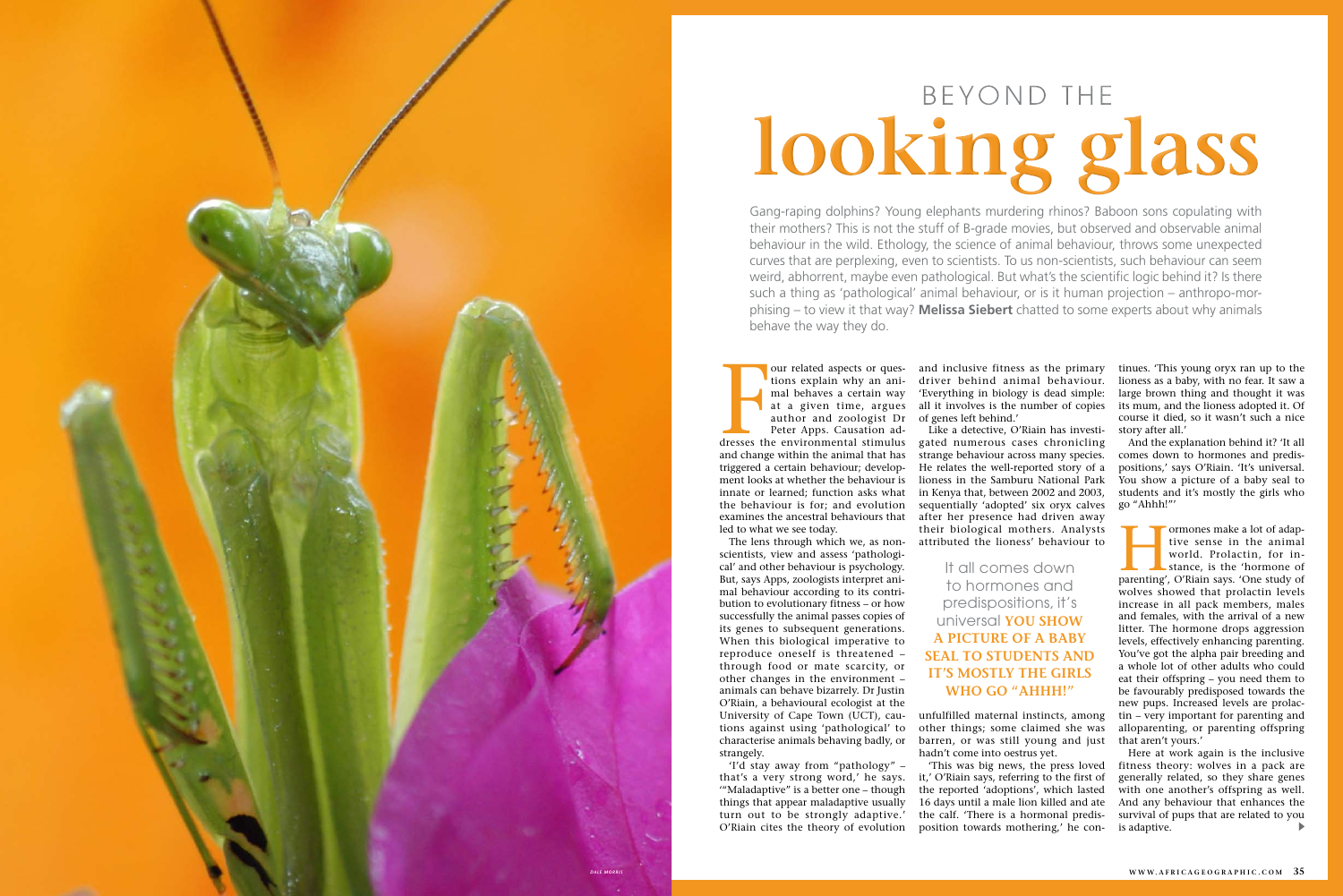# BEYOND THE **looking glass**

Gang-raping dolphins? Young elephants murdering rhinos? Baboon sons copulating with their mothers? This is not the stuff of B-grade movies, but observed and observable animal behaviour in the wild. Ethology, the science of animal behaviour, throws some unexpected curves that are perplexing, even to scientists. To us non-scientists, such behaviour can seem weird, abhorrent, maybe even pathological. But what's the scientific logic behind it? Is there such a thing as 'pathological' animal behaviour, or is it human projection – anthropo-morphising – to view it that way? **Melissa Siebert** chatted to some experts about why animals behave the way they do.

Four related aspects or questions explain why an animal behaves a certain way at a given time, argues author and zoologist Dr Peter Apps. Causation addresses the environmental stimulus and change within the animal that has triggered a certain behaviour; development looks at whether the behaviour is innate or learned; function asks what the behaviour is for; and evolution examines the ancestral behaviours that led to what we see today.

The lens through which we, as non-scientists, view and assess 'pathological' and other behaviour is psychology. But, says Apps, zoologists interpret animal behaviour according to its contribution to evolutionary fitness – or how successfully the animal passes copies of its genes to subsequent generations. When this biological imperative to reproduce oneself is threatened – through food or mate scarcity, or other changes in the environment – animals can behave bizarrely. Dr Justin O'Riain, a behavioural ecologist at the University of Cape Town (UCT), cautions against using 'pathological' to characterise animals behaving badly, or strangely.

'I'd stay away from "pathology" – that's a very strong word,' he says. '"Maladaptive" is a better one – though things that appear maladaptive usually turn out to be strongly adaptive.' O'Riain cites the theory of evolution and inclusive fitness as the primary driver behind animal behaviour. 'Everything in biology is dead simple: all it involves is the number of copies of genes left behind.'

Like a detective, O'Riain has investigated numerous cases chronicling strange behaviour across many species. He relates the well-reported story of a lioness in the Samburu National Park in Kenya that, between 2002 and 2003, sequentially 'adopted' six oryx calves after her presence had driven away their biological mothers. Analysts attributed the lioness' behaviour to unfulfilled maternal instincts, among other things; some claimed she was barren, or was still young and just hadn't come into oestrus yet.

> It all comes down to hormones and predispositions, it's universal **YOU SHOW A PICTURE OF A BABY SEAL TO STUDENTS AND IT'S MOSTLY THE GIRLS WHO GO "AHHH!"**

'This was big news, the press loved it,' O'Riain says, referring to the first of the reported 'adoptions', which lasted 16 days until a male lion killed and ate the calf. 'There is a hormonal predisposition towards mothering,' he continues. 'This young oryx ran up to the lioness as a baby, with no fear. It saw a large brown thing and thought it was its mum, and the lioness adopted it. Of course it died, so it wasn't such a nice story after all.'

And the explanation behind it? 'It all comes down to hormones and predispositions,' says O'Riain. 'It's universal. You show a picture of a baby seal to students and it's mostly the girls who go "Ahhh!"'

Hormones make a lot of adaptive sense in the animal world. Prolactin, for instance, is the 'hormone of parenting', O'Riain says. 'One study of wolves showed that prolactin levels increase in all pack members, males and females, with the arrival of a new litter. The hormone drops aggression levels, effectively enhancing parenting. You've got the alpha pair breeding and a whole lot of other adults who could eat their offspring – you need them to be favourably predisposed towards the new pups. Increased levels are prolactin – very important for parenting and alloparenting, or parenting offspring that aren't yours.'

Here at work again is the inclusive fitness theory: wolves in a pack are generally related, so they share genes with one another's offspring as well. And any behaviour that enhances the survival of pups that are related to you is adaptive.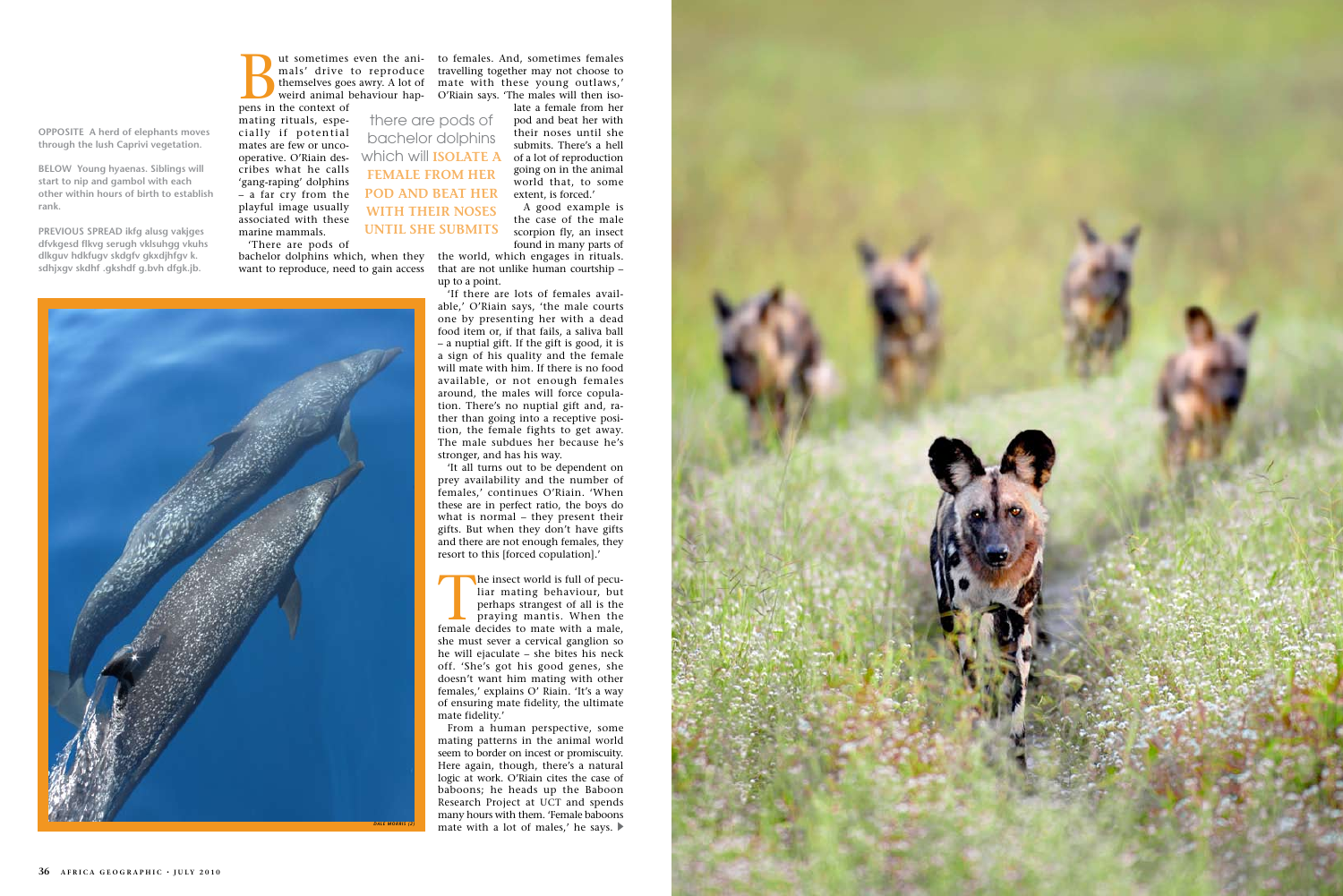OPPOSITE A herd of elephants moves through the lush Caprivi vegetation.

BELOW Young hyaenas. Siblings will start to nip and gambol with each other within hours of birth to establish rank.

PREVIOUS SPREAD ikfg alusg vakjges dfvkgesd flkvg serugh vklsuhgg vkuhs dlkguv hdkfugv skdgfv gkxdjhfgv k. sdhjxgv skdhf .gkshdf g.bvh dfgk.jb.

But sometimes even the animals' drive to reproduce themselves goes awry. A lot of weird animal behaviour happens in the context of mating rituals, especially if potential mates are few or uncooperative. O'Riain describes what he calls 'gang-raping' dolphins – a far cry from the playful image usually associated with these marine mammals.

'There are pods of bachelor dolphins which, when they want to reproduce, need to gain access to females. And, sometimes females travelling together may not choose to mate with these young outlaws,' O'Riain says. 'The males will then isolate a female from her pod and beat her with their noses until she submits. There's a hell of a lot of reproduction going on in the animal world that, to some extent, is forced.'

> there are pods of bachelor dolphins which will **ISOLATE A FEMALE FROM HER POD AND BEAT HER WITH THEIR NOSES UNTIL SHE SUBMITS**

A good example is the case of the male scorpion fly, an insect found in many parts of the world, which engages in rituals that are not unlike human courtship – up to a point.

'If there are lots of females available,' O'Riain says, 'the male courts one by presenting her with a dead food item or, if that fails, a saliva ball – a nuptial gift. If the gift is good, it is a sign of his quality and the female will mate with him. If there is no food available, or not enough females around, the males will force copulation. There's no nuptial gift and, rather than going into a receptive position, the female fights to get away. The male subdues her because he's stronger, and has his way.

'It all turns out to be dependent on prey availability and the number of females,' continues O'Riain. 'When these are in perfect ratio, the boys do what is normal – they present their gifts. But when they don't have gifts and there are not enough females, they resort to this [forced copulation].'

The insect world is full of peculiar mating behaviour, but perhaps strangest of all is the praying mantis. When the female decides to mate with a male, she must sever a cervical ganglion so he will ejaculate – she bites his neck off. 'She's got his good genes, she doesn't want him mating with other females,' explains O' Riain. 'It's a way of ensuring mate fidelity, the ultimate mate fidelity.'

From a human perspective, some mating patterns in the animal world seem to border on incest or promiscuity. Here again, though, there's a natural logic at work. O'Riain cites the case of baboons; he heads up the Baboon Research Project at UCT and spends many hours with them. 'Female baboons mate with a lot of males,' he says. ▶

DALE MORRIS (2)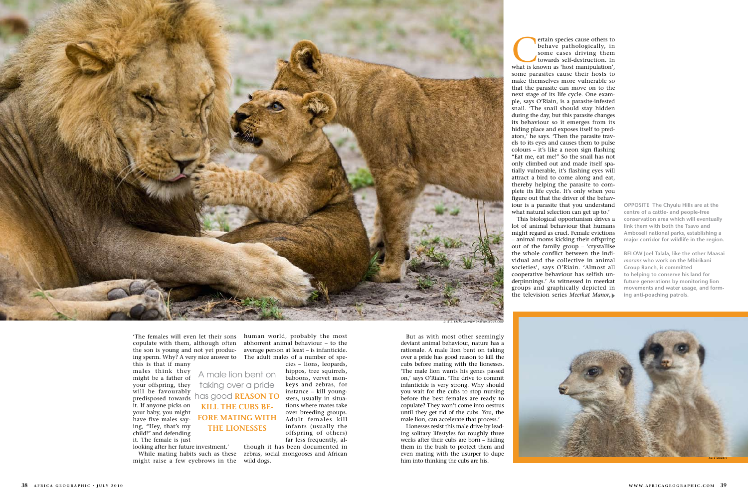Certain species cause others to behave pathologically, in some cases driving them towards self-destruction. In what is known as 'host manipulation', some parasites cause their hosts to make themselves more vulnerable so that the parasite can move on to the next stage of its life cycle. One example, says O'Riain, is a parasite-infested snail. 'The snail should stay hidden during the day, but this parasite changes its behaviour so it emerges from its hiding place and exposes itself to predators,' he says. 'Then the parasite travels to its eyes and causes them to pulse colours – it's like a neon sign flashing "Eat me, eat me!" So the snail has not only climbed out and made itself spatially vulnerable, it's flashing eyes will attract a bird to come along and eat, thereby helping the parasite to complete its life cycle. It's only when you figure out that the driver of the behaviour is a parasite that you understand what natural selection can get up to.'

This biological opportunism drives a lot of animal behaviour that humans might regard as cruel. Female evictions – animal moms kicking their offspring out of the family group – 'crystallise the whole conflict between the individual and the collective in animal societies', says O'Riain. 'Almost all cooperative behaviour has selfish underpinnings.' As witnessed in meerkat groups and graphically depicted in the television series *Meerkat Manor*, 'The females will even let their sons copulate with them, although often the son is young and not yet producing sperm. Why? A very nice answer to this is that if many males think they might be a father of your offspring, they will be favourably predisposed towards it. If anyone picks on your baby, you might have five males saying, "Hey, that's my child!" and defending it. The female is just looking after her future investment.'

While mating habits such as these might raise a few eyebrows in the human world, probably the most abhorrent animal behaviour – to the average person at least – is infanticide. The adult males of a number of species – lions, leopards, hippos, tree squirrels, baboons, vervet monkeys and zebras, for instance – kill youngsters, usually in situations where mates take over breeding groups. Adult females kill infants (usually the offspring of others) far less frequently, although it has been documented in zebras, social mongooses and African wild dogs.

> A male lion bent on taking over a pride has good **REASON TO KILL THE CUBS BEFORE MATING WITH THE LIONESSES**

But as with most other seemingly deviant animal behaviour, nature has a rationale. A male lion bent on taking over a pride has good reason to kill the cubs before mating with the lionesses. 'The male lion wants his genes passed on,' says O'Riain. 'The drive to commit infanticide is very strong. Why should you wait for the cubs to stop nursing before the best females are ready to copulate? They won't come into oestrus until they get rid of the cubs. You, the male lion, can accelerate that process.'

Lionesses resist this male drive by leading solitary lifestyles for roughly three weeks after their cubs are born – hiding them in the bush to protect them and even mating with the usurper to dupe him into thinking the cubs are his.

**OPPOSITE** The Chyulu Hills are at the centre of a cattle- and people-free conservation area which will eventually link them with both the Tsavo and Amboseli national parks, establishing a major corridor for wildlife in the region.

**BELOW** Joel Talala, like the other Maasai *morans* who work on the Mbirikani Group Ranch, is committed to helping to conserve his land for future generations by monitoring lion movements and water usage, and forming anti-poaching patrols.

D. & S. BALFOUR/WWW.DARYLBALFOUR.COM

DALE MORRIS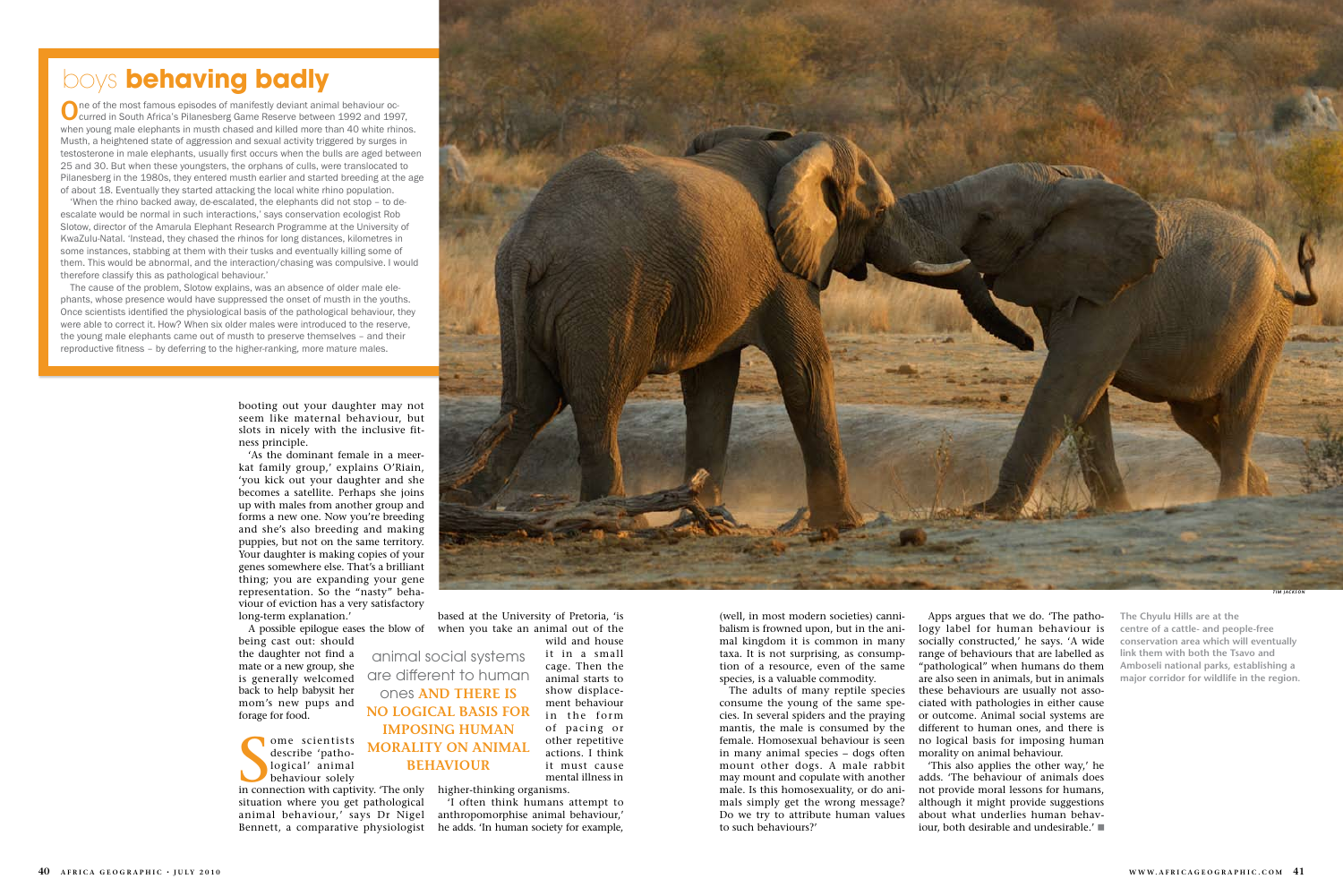## boys **behaving badly**

One of the most famous episodes of manifestly deviant animal behaviour occurred in South Africa's Pilanesberg Game Reserve between 1992 and 1997, when young male elephants in musth chased and killed more than 40 white rhinos. Musth, a heightened state of aggression and sexual activity triggered by surges in testosterone in male elephants, usually first occurs when the bulls are aged between 25 and 30. But when these youngsters, the orphans of culls, were translocated to Pilanesberg in the 1980s, they entered musth earlier and started breeding at the age of about 18. Eventually they started attacking the local white rhino population.

'When the rhino backed away, de-escalated, the elephants did not stop – to de-escalate would be normal in such interactions,' says conservation ecologist Rob Slotow, director of the Amarula Elephant Research Programme at the University of KwaZulu-Natal. 'Instead, they chased the rhinos for long distances, kilometres in some instances, stabbing at them with their tusks and eventually killing some of them. This would be abnormal, and the interaction/chasing was compulsive. I would therefore classify this as pathological behaviour.'

The cause of the problem, Slotow explains, was an absence of older male elephants, whose presence would have suppressed the onset of musth in the youths. Once scientists identified the physiological basis of the pathological behaviour, they were able to correct it. How? When six older males were introduced to the reserve, the young male elephants came out of musth to preserve themselves – and their reproductive fitness – by deferring to the higher-ranking, more mature males.

booting out your daughter may not seem like maternal behaviour, but slots in nicely with the inclusive fitness principle.

'As the dominant female in a meerkat family group,' explains O'Riain, 'you kick out your daughter and she becomes a satellite. Perhaps she joins up with males from another group and forms a new one. Now you're breeding and she's also breeding and making puppies, but not on the same territory. Your daughter is making copies of your genes somewhere else. That's a brilliant thing; you are expanding your gene representation. So the "nasty" behaviour of eviction has a very satisfactory long-term explanation.'

A possible epilogue eases the blow of being cast out: should the daughter not find a mate or a new group, she is generally welcomed back to help babysit her mom's new pups and forage for food.

Some scientists describe 'pathological' animal behaviour solely in connection with captivity. 'The only situation where you get pathological animal behaviour,' says Dr Nigel Bennett, a comparative physiologist based at the University of Pretoria, 'is when you take an animal out of the wild and house it in a small cage. Then the animal starts to show displacement behaviour in the form of pacing or other repetitive actions. I think it must cause mental illness in higher-thinking organisms.

animal social systems are different to human ones **AND THERE IS NO LOGICAL BASIS FOR IMPOSING HUMAN MORALITY ON ANIMAL BEHAVIOUR**

'I often think humans attempt to anthropomorphise animal behaviour,' he adds. 'In human society for example, (well, in most modern societies) cannibalism is frowned upon, but in the animal kingdom it is common in many taxa. It is not surprising, as consumption of a resource, even of the same species, is a valuable commodity.

The adults of many reptile species consume the young of the same species. In several spiders and the praying mantis, the male is consumed by the female. Homosexual behaviour is seen in many animal species – dogs often mount other dogs. A male rabbit may mount and copulate with another male. Is this homosexuality, or do animals simply get the wrong message? Do we try to attribute human values to such behaviours?'

Apps argues that we do. 'The pathology label for human behaviour is socially constructed,' he says. 'A wide range of behaviours that are labelled as "pathological" when humans do them are also seen in animals, but in animals these behaviours are usually not associated with pathologies in either cause or outcome. Animal social systems are different to human ones, and there is no logical basis for imposing human morality on animal behaviour.

'This also applies the other way,' he adds. 'The behaviour of animals does not provide moral lessons for humans, although it might provide suggestions about what underlies human behaviour, both desirable and undesirable.' ■

TIM JACKSON

The Chyulu Hills are at the centre of a cattle- and people-free conservation area which will eventually link them with both the Tsavo and Amboseli national parks, establishing a major corridor for wildlife in the region.